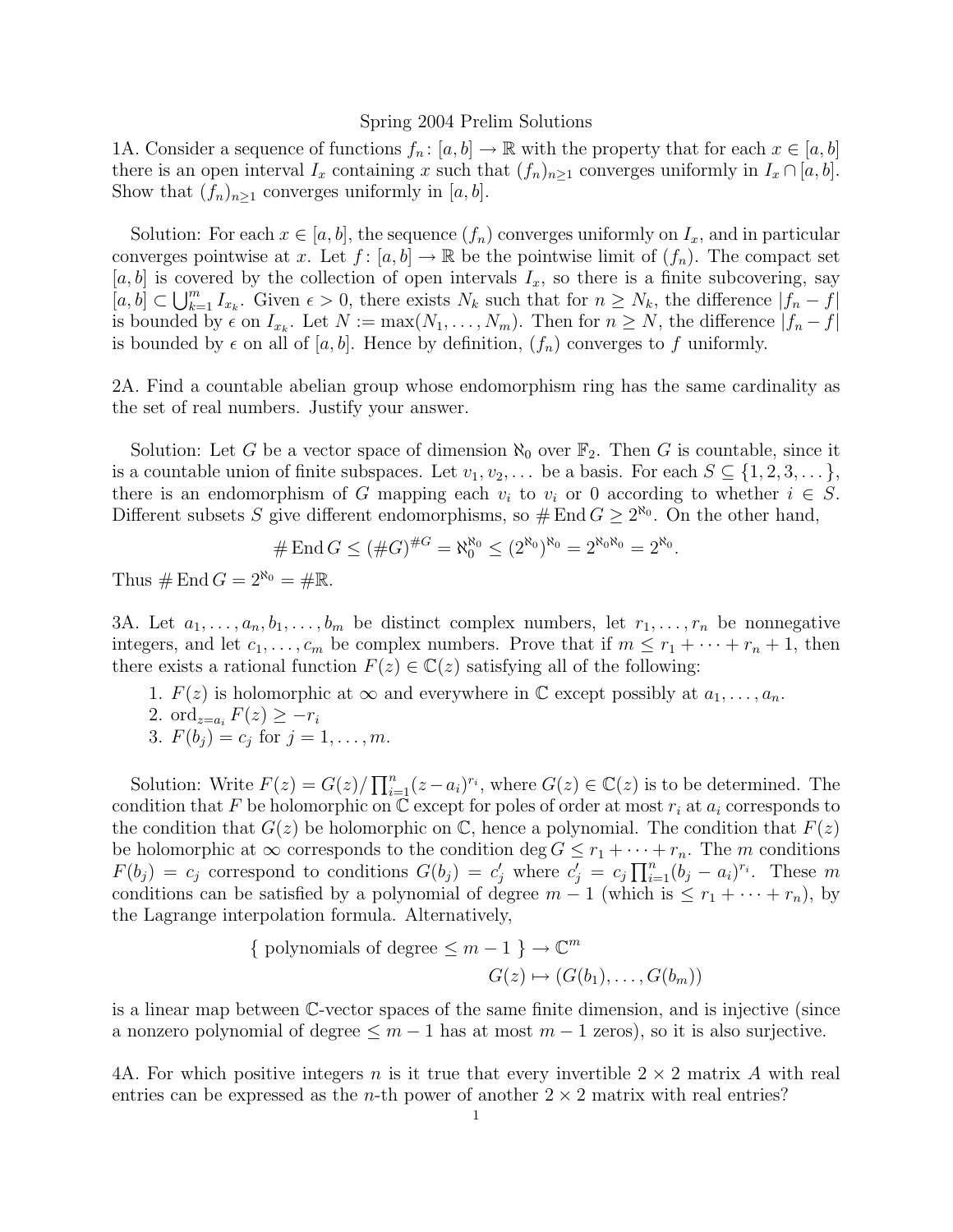# Spring 2004 Prelim Solutions

1A. Consider a sequence of functions $f_n\colon [a,b] \to \mathbb{R}$ with the property that for each $x \in [a,b]$ there is an open interval $I_x$ containing $x$ such that $(f_n)_{n\geq 1}$ converges uniformly in $I_x \cap [a,b]$. Show that $(f_n)_{n\geq 1}$ converges uniformly in $[a,b]$.

Solution: For each $x \in [a,b]$, the sequence $(f_n)$ converges uniformly on $I_x$, and in particular converges pointwise at $x$. Let $f\colon [a,b] \to \mathbb{R}$ be the pointwise limit of $(f_n)$. The compact set $[a,b]$ is covered by the collection of open intervals $I_x$, so there is a finite subcovering, say $[a,b] \subset \bigcup_{k=1}^m I_{x_k}$. Given $\epsilon > 0$, there exists $N_k$ such that for $n \geq N_k$, the difference $|f_n - f|$ is bounded by $\epsilon$ on $I_{x_k}$. Let $N := \max(N_1, \ldots, N_m)$. Then for $n \geq N$, the difference $|f_n - f|$ is bounded by $\epsilon$ on all of $[a,b]$. Hence by definition, $(f_n)$ converges to $f$ uniformly.

2A. Find a countable abelian group whose endomorphism ring has the same cardinality as the set of real numbers. Justify your answer.

Solution: Let $G$ be a vector space of dimension $\aleph_0$ over $\mathbb{F}_2$. Then $G$ is countable, since it is a countable union of finite subspaces. Let $v_1, v_2, \ldots$ be a basis. For each $S \subseteq \{1,2,3,\ldots\}$, there is an endomorphism of $G$ mapping each $v_i$ to $v_i$ or 0 according to whether $i \in S$. Different subsets $S$ give different endomorphisms, so $\#\operatorname{End} G \geq 2^{\aleph_0}$. On the other hand,

$$\#\operatorname{End} G \leq (\#G)^{\#G} = \aleph_0^{\aleph_0} \leq (2^{\aleph_0})^{\aleph_0} = 2^{\aleph_0 \aleph_0} = 2^{\aleph_0}.$$

Thus $\#\operatorname{End} G = 2^{\aleph_0} = \#\mathbb{R}$.

3A. Let $a_1, \ldots, a_n, b_1, \ldots, b_m$ be distinct complex numbers, let $r_1, \ldots, r_n$ be nonnegative integers, and let $c_1, \ldots, c_m$ be complex numbers. Prove that if $m \leq r_1 + \cdots + r_n + 1$, then there exists a rational function $F(z) \in \mathbb{C}(z)$ satisfying all of the following:

1. $F(z)$ is holomorphic at $\infty$ and everywhere in $\mathbb{C}$ except possibly at $a_1, \ldots, a_n$.
2. $\operatorname{ord}_{z=a_i} F(z) \geq -r_i$
3. $F(b_j) = c_j$ for $j = 1, \ldots, m$.

Solution: Write $F(z) = G(z)/\prod_{i=1}^n (z-a_i)^{r_i}$, where $G(z) \in \mathbb{C}(z)$ is to be determined. The condition that $F$ be holomorphic on $\mathbb{C}$ except for poles of order at most $r_i$ at $a_i$ corresponds to the condition that $G(z)$ be holomorphic on $\mathbb{C}$, hence a polynomial. The condition that $F(z)$ be holomorphic at $\infty$ corresponds to the condition $\deg G \leq r_1 + \cdots + r_n$. The $m$ conditions $F(b_j) = c_j$ correspond to conditions $G(b_j) = c_j'$ where $c_j' = c_j \prod_{i=1}^n (b_j - a_i)^{r_i}$. These $m$ conditions can be satisfied by a polynomial of degree $m-1$ (which is $\leq r_1 + \cdots + r_n$), by the Lagrange interpolation formula. Alternatively,

$$\begin{aligned}\{ \text{ polynomials of degree } \leq m-1 \ \} &\to \mathbb{C}^m \\ G(z) &\mapsto (G(b_1), \ldots, G(b_m))\end{aligned}$$

is a linear map between $\mathbb{C}$-vector spaces of the same finite dimension, and is injective (since a nonzero polynomial of degree $\leq m-1$ has at most $m-1$ zeros), so it is also surjective.

4A. For which positive integers $n$ is it true that every invertible $2 \times 2$ matrix $A$ with real entries can be expressed as the $n$-th power of another $2 \times 2$ matrix with real entries?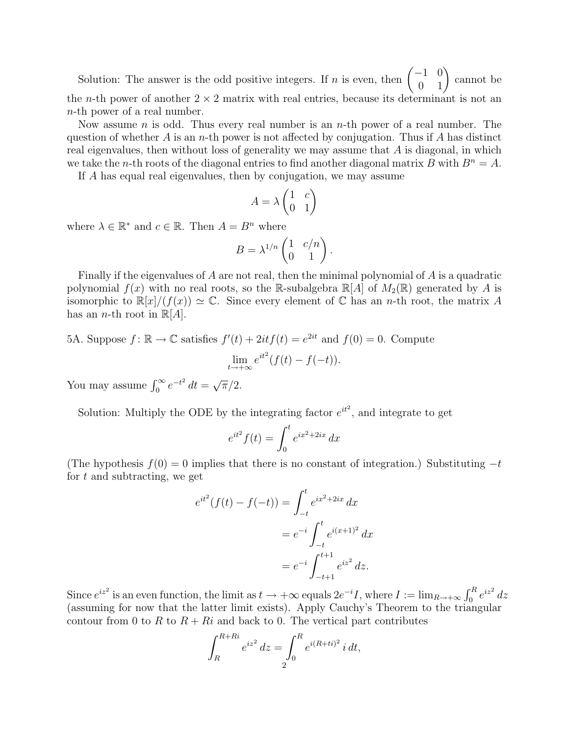Solution: The answer is the odd positive integers. If $n$ is even, then $\begin{pmatrix} -1 & 0 \\ 0 & 1 \end{pmatrix}$ cannot be the $n$-th power of another $2 \times 2$ matrix with real entries, because its determinant is not an $n$-th power of a real number.

Now assume $n$ is odd. Thus every real number is an $n$-th power of a real number. The question of whether $A$ is an $n$-th power is not affected by conjugation. Thus if $A$ has distinct real eigenvalues, then without loss of generality we may assume that $A$ is diagonal, in which we take the $n$-th roots of the diagonal entries to find another diagonal matrix $B$ with $B^n = A$.

If $A$ has equal real eigenvalues, then by conjugation, we may assume

$$A = \lambda \begin{pmatrix} 1 & c \\ 0 & 1 \end{pmatrix}$$

where $\lambda \in \mathbb{R}^*$ and $c \in \mathbb{R}$. Then $A = B^n$ where

$$B = \lambda^{1/n} \begin{pmatrix} 1 & c/n \\ 0 & 1 \end{pmatrix}.$$

Finally if the eigenvalues of $A$ are not real, then the minimal polynomial of $A$ is a quadratic polynomial $f(x)$ with no real roots, so the $\mathbb{R}$-subalgebra $\mathbb{R}[A]$ of $M_2(\mathbb{R})$ generated by $A$ is isomorphic to $\mathbb{R}[x]/(f(x)) \simeq \mathbb{C}$. Since every element of $\mathbb{C}$ has an $n$-th root, the matrix $A$ has an $n$-th root in $\mathbb{R}[A]$.

5A. Suppose $f \colon \mathbb{R} \to \mathbb{C}$ satisfies $f'(t) + 2itf(t) = e^{2it}$ and $f(0) = 0$. Compute

$$\lim_{t \to +\infty} e^{it^2}(f(t) - f(-t)).$$

You may assume $\int_0^\infty e^{-t^2}\, dt = \sqrt{\pi}/2$.

Solution: Multiply the ODE by the integrating factor $e^{it^2}$, and integrate to get

$$e^{it^2} f(t) = \int_0^t e^{ix^2 + 2ix}\, dx$$

(The hypothesis $f(0) = 0$ implies that there is no constant of integration.) Substituting $-t$ for $t$ and subtracting, we get

$$\begin{aligned} e^{it^2}(f(t) - f(-t)) &= \int_{-t}^{t} e^{ix^2+2ix}\, dx \\ &= e^{-i} \int_{-t}^{t} e^{i(x+1)^2}\, dx \\ &= e^{-i} \int_{-t+1}^{t+1} e^{iz^2}\, dz. \end{aligned}$$

Since $e^{iz^2}$ is an even function, the limit as $t \to +\infty$ equals $2e^{-i}I$, where $I := \lim_{R \to +\infty} \int_0^R e^{iz^2}\, dz$ (assuming for now that the latter limit exists). Apply Cauchy's Theorem to the triangular contour from $0$ to $R$ to $R + Ri$ and back to $0$. The vertical part contributes

$$\int_R^{R+Ri} e^{iz^2}\, dz = \int_0^R e^{i(R+ti)^2}\, i\, dt,$$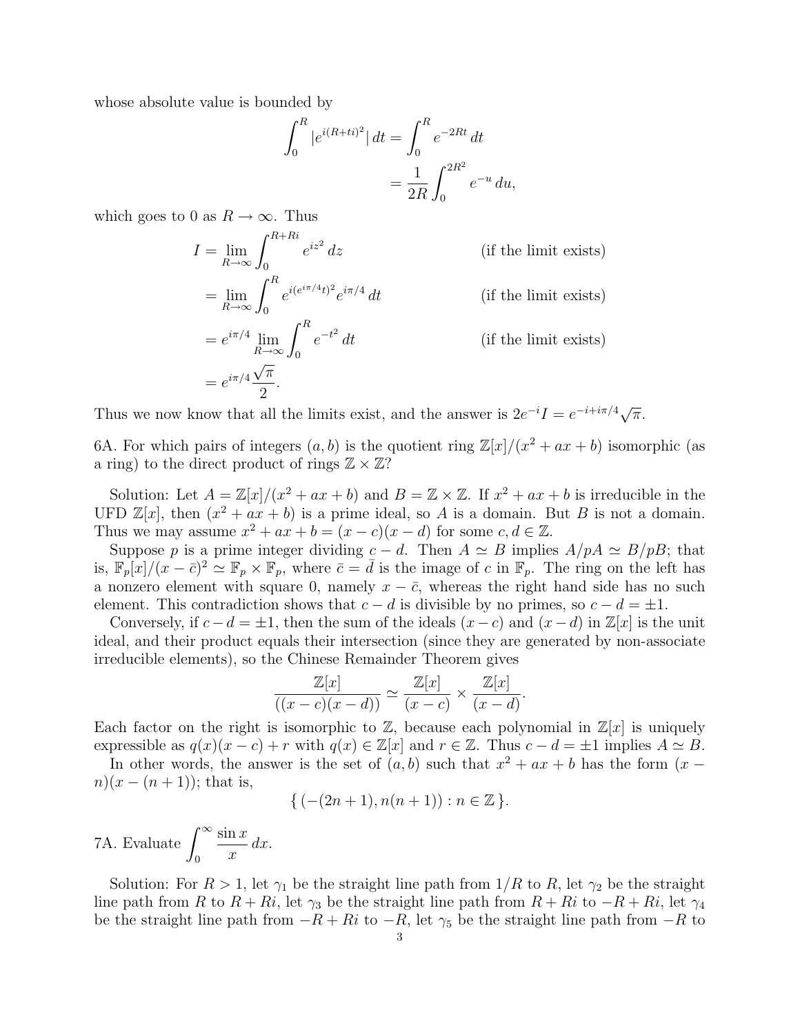whose absolute value is bounded by

$$\int_0^R |e^{i(R+ti)^2}|\,dt = \int_0^R e^{-2Rt}\,dt$$
$$= \frac{1}{2R}\int_0^{2R^2} e^{-u}\,du,$$

which goes to 0 as $R \to \infty$. Thus

$$\begin{aligned}
I &= \lim_{R\to\infty} \int_0^{R+Ri} e^{iz^2}\,dz && \text{(if the limit exists)}\\
&= \lim_{R\to\infty} \int_0^{R} e^{i(e^{i\pi/4}t)^2} e^{i\pi/4}\,dt && \text{(if the limit exists)}\\
&= e^{i\pi/4} \lim_{R\to\infty} \int_0^{R} e^{-t^2}\,dt && \text{(if the limit exists)}\\
&= e^{i\pi/4}\frac{\sqrt{\pi}}{2}.
\end{aligned}$$

Thus we now know that all the limits exist, and the answer is $2e^{-i}I = e^{-i+i\pi/4}\sqrt{\pi}$.

6A. For which pairs of integers $(a, b)$ is the quotient ring $\mathbb{Z}[x]/(x^2 + ax + b)$ isomorphic (as a ring) to the direct product of rings $\mathbb{Z} \times \mathbb{Z}$?

Solution: Let $A = \mathbb{Z}[x]/(x^2 + ax + b)$ and $B = \mathbb{Z} \times \mathbb{Z}$. If $x^2 + ax + b$ is irreducible in the UFD $\mathbb{Z}[x]$, then $(x^2 + ax + b)$ is a prime ideal, so $A$ is a domain. But $B$ is not a domain. Thus we may assume $x^2 + ax + b = (x - c)(x - d)$ for some $c, d \in \mathbb{Z}$.

Suppose $p$ is a prime integer dividing $c - d$. Then $A \simeq B$ implies $A/pA \simeq B/pB$; that is, $\mathbb{F}_p[x]/(x - \bar{c})^2 \simeq \mathbb{F}_p \times \mathbb{F}_p$, where $\bar{c} = \bar{d}$ is the image of $c$ in $\mathbb{F}_p$. The ring on the left has a nonzero element with square 0, namely $x - \bar{c}$, whereas the right hand side has no such element. This contradiction shows that $c - d$ is divisible by no primes, so $c - d = \pm 1$.

Conversely, if $c - d = \pm 1$, then the sum of the ideals $(x - c)$ and $(x - d)$ in $\mathbb{Z}[x]$ is the unit ideal, and their product equals their intersection (since they are generated by non-associate irreducible elements), so the Chinese Remainder Theorem gives

$$\frac{\mathbb{Z}[x]}{((x-c)(x-d))} \simeq \frac{\mathbb{Z}[x]}{(x-c)} \times \frac{\mathbb{Z}[x]}{(x-d)}.$$

Each factor on the right is isomorphic to $\mathbb{Z}$, because each polynomial in $\mathbb{Z}[x]$ is uniquely expressible as $q(x)(x - c) + r$ with $q(x) \in \mathbb{Z}[x]$ and $r \in \mathbb{Z}$. Thus $c - d = \pm 1$ implies $A \simeq B$.

In other words, the answer is the set of $(a, b)$ such that $x^2 + ax + b$ has the form $(x - n)(x - (n + 1))$; that is,

$$\{\, (-(2n + 1), n(n + 1)) : n \in \mathbb{Z} \,\}.$$

7A. Evaluate $\displaystyle\int_0^\infty \frac{\sin x}{x}\,dx$.

Solution: For $R > 1$, let $\gamma_1$ be the straight line path from $1/R$ to $R$, let $\gamma_2$ be the straight line path from $R$ to $R + Ri$, let $\gamma_3$ be the straight line path from $R + Ri$ to $-R + Ri$, let $\gamma_4$ be the straight line path from $-R + Ri$ to $-R$, let $\gamma_5$ be the straight line path from $-R$ to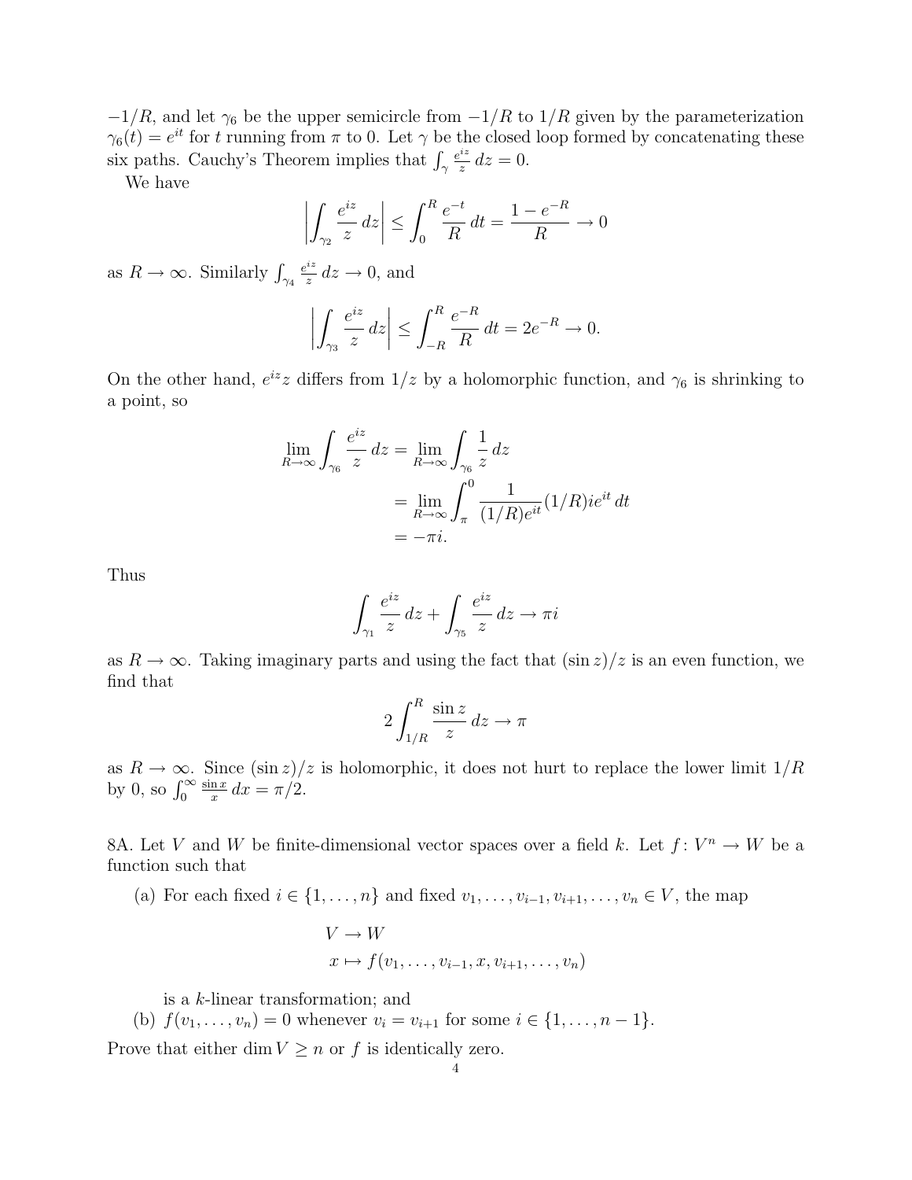$-1/R$, and let $\gamma_6$ be the upper semicircle from $-1/R$ to $1/R$ given by the parameterization $\gamma_6(t) = e^{it}$ for $t$ running from $\pi$ to 0. Let $\gamma$ be the closed loop formed by concatenating these six paths. Cauchy's Theorem implies that $\int_\gamma \frac{e^{iz}}{z}\,dz = 0$.

We have

$$\left|\int_{\gamma_2} \frac{e^{iz}}{z}\,dz\right| \leq \int_0^R \frac{e^{-t}}{R}\,dt = \frac{1-e^{-R}}{R} \to 0$$

as $R \to \infty$. Similarly $\int_{\gamma_4} \frac{e^{iz}}{z}\,dz \to 0$, and

$$\left|\int_{\gamma_3} \frac{e^{iz}}{z}\,dz\right| \leq \int_{-R}^R \frac{e^{-R}}{R}\,dt = 2e^{-R} \to 0.$$

On the other hand, $e^{iz}z$ differs from $1/z$ by a holomorphic function, and $\gamma_6$ is shrinking to a point, so

$$\begin{aligned}
\lim_{R\to\infty} \int_{\gamma_6} \frac{e^{iz}}{z}\,dz &= \lim_{R\to\infty} \int_{\gamma_6} \frac{1}{z}\,dz \\
&= \lim_{R\to\infty} \int_\pi^0 \frac{1}{(1/R)e^{it}}(1/R)ie^{it}\,dt \\
&= -\pi i.
\end{aligned}$$

Thus

$$\int_{\gamma_1} \frac{e^{iz}}{z}\,dz + \int_{\gamma_5} \frac{e^{iz}}{z}\,dz \to \pi i$$

as $R \to \infty$. Taking imaginary parts and using the fact that $(\sin z)/z$ is an even function, we find that

$$2\int_{1/R}^R \frac{\sin z}{z}\,dz \to \pi$$

as $R \to \infty$. Since $(\sin z)/z$ is holomorphic, it does not hurt to replace the lower limit $1/R$ by 0, so $\int_0^\infty \frac{\sin x}{x}\,dx = \pi/2$.

8A. Let $V$ and $W$ be finite-dimensional vector spaces over a field $k$. Let $f\colon V^n \to W$ be a function such that

(a) For each fixed $i \in \{1,\ldots,n\}$ and fixed $v_1,\ldots,v_{i-1},v_{i+1},\ldots,v_n \in V$, the map

$$\begin{aligned}
&V \to W \\
&x \mapsto f(v_1,\ldots,v_{i-1},x,v_{i+1},\ldots,v_n)
\end{aligned}$$

is a $k$-linear transformation; and

(b) $f(v_1,\ldots,v_n) = 0$ whenever $v_i = v_{i+1}$ for some $i \in \{1,\ldots,n-1\}$.

Prove that either $\dim V \geq n$ or $f$ is identically zero.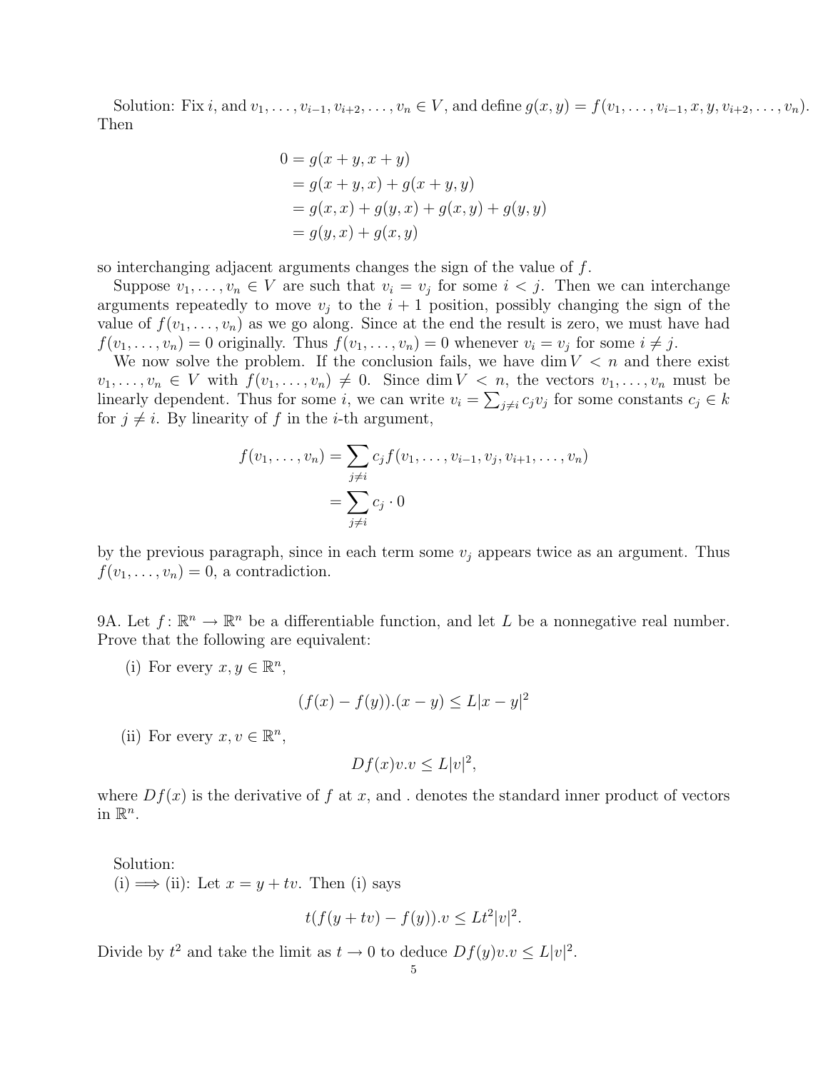Solution: Fix $i$, and $v_1, \ldots, v_{i-1}, v_{i+2}, \ldots, v_n \in V$, and define $g(x, y) = f(v_1, \ldots, v_{i-1}, x, y, v_{i+2}, \ldots, v_n)$. Then

$$\begin{aligned}
0 &= g(x + y, x + y) \\
&= g(x + y, x) + g(x + y, y) \\
&= g(x, x) + g(y, x) + g(x, y) + g(y, y) \\
&= g(y, x) + g(x, y)
\end{aligned}$$

so interchanging adjacent arguments changes the sign of the value of $f$.

Suppose $v_1, \ldots, v_n \in V$ are such that $v_i = v_j$ for some $i < j$. Then we can interchange arguments repeatedly to move $v_j$ to the $i+1$ position, possibly changing the sign of the value of $f(v_1, \ldots, v_n)$ as we go along. Since at the end the result is zero, we must have had $f(v_1, \ldots, v_n) = 0$ originally. Thus $f(v_1, \ldots, v_n) = 0$ whenever $v_i = v_j$ for some $i \neq j$.

We now solve the problem. If the conclusion fails, we have $\dim V < n$ and there exist $v_1, \ldots, v_n \in V$ with $f(v_1, \ldots, v_n) \neq 0$. Since $\dim V < n$, the vectors $v_1, \ldots, v_n$ must be linearly dependent. Thus for some $i$, we can write $v_i = \sum_{j \neq i} c_j v_j$ for some constants $c_j \in k$ for $j \neq i$. By linearity of $f$ in the $i$-th argument,

$$\begin{aligned}
f(v_1, \ldots, v_n) &= \sum_{j \neq i} c_j f(v_1, \ldots, v_{i-1}, v_j, v_{i+1}, \ldots, v_n) \\
&= \sum_{j \neq i} c_j \cdot 0
\end{aligned}$$

by the previous paragraph, since in each term some $v_j$ appears twice as an argument. Thus $f(v_1, \ldots, v_n) = 0$, a contradiction.

9A. Let $f \colon \mathbb{R}^n \to \mathbb{R}^n$ be a differentiable function, and let $L$ be a nonnegative real number. Prove that the following are equivalent:

(i) For every $x, y \in \mathbb{R}^n$,

$$(f(x) - f(y)).(x - y) \leq L|x - y|^2$$

(ii) For every $x, v \in \mathbb{R}^n$,

$$Df(x)v.v \leq L|v|^2,$$

where $Df(x)$ is the derivative of $f$ at $x$, and . denotes the standard inner product of vectors in $\mathbb{R}^n$.

Solution:

(i) $\Longrightarrow$ (ii): Let $x = y + tv$. Then (i) says

$$t(f(y + tv) - f(y)).v \leq Lt^2|v|^2.$$

Divide by $t^2$ and take the limit as $t \to 0$ to deduce $Df(y)v.v \leq L|v|^2$.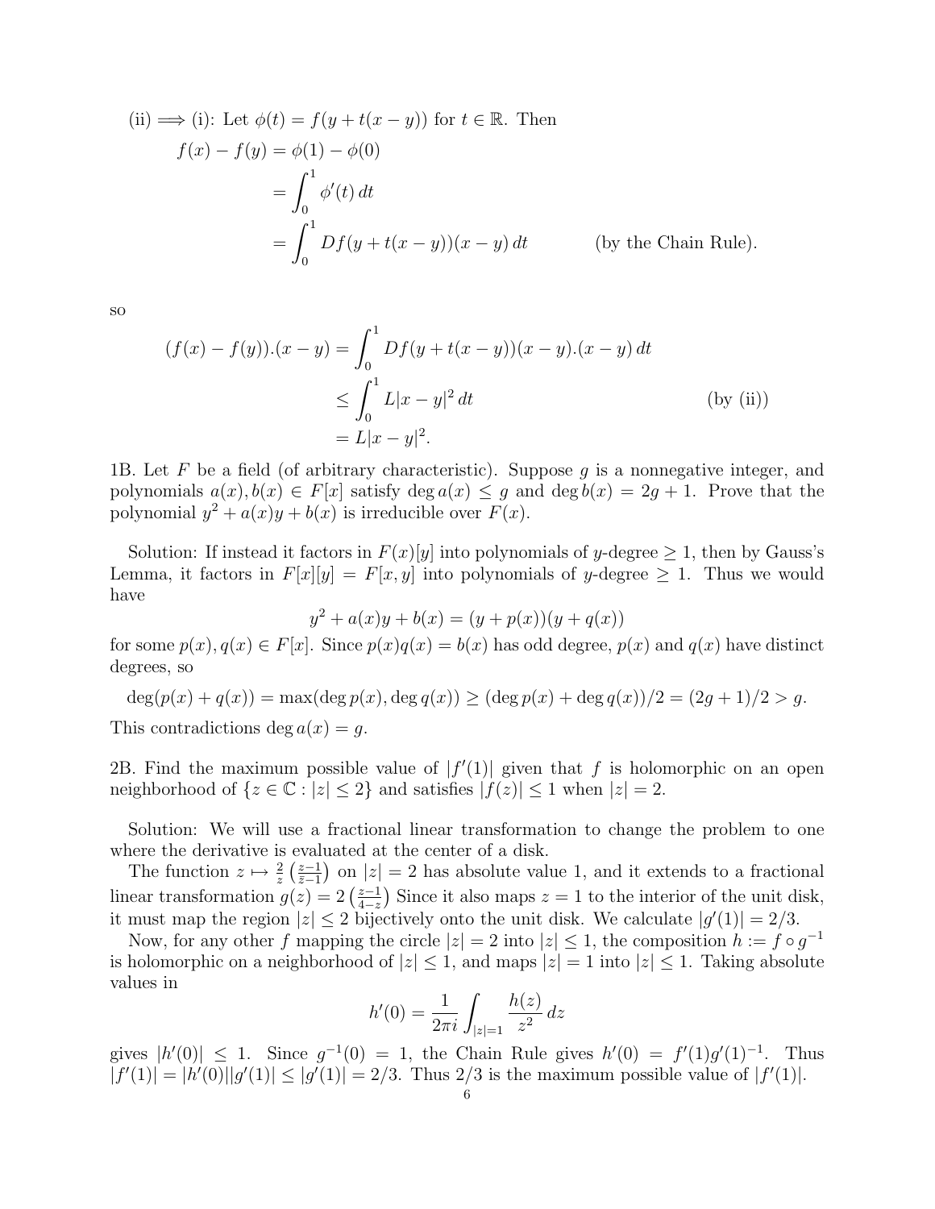(ii) $\Longrightarrow$ (i): Let $\phi(t) = f(y + t(x-y))$ for $t \in \mathbb{R}$. Then

$$
\begin{aligned}
f(x) - f(y) &= \phi(1) - \phi(0) \\
&= \int_0^1 \phi'(t)\,dt \\
&= \int_0^1 Df(y + t(x-y))(x-y)\,dt \qquad \text{(by the Chain Rule).}
\end{aligned}
$$

so

$$
\begin{aligned}
(f(x) - f(y)).(x-y) &= \int_0^1 Df(y + t(x-y))(x-y).(x-y)\,dt \\
&\le \int_0^1 L|x-y|^2\,dt \qquad \text{(by (ii))} \\
&= L|x-y|^2.
\end{aligned}
$$

1B. Let $F$ be a field (of arbitrary characteristic). Suppose $g$ is a nonnegative integer, and polynomials $a(x), b(x) \in F[x]$ satisfy $\deg a(x) \le g$ and $\deg b(x) = 2g+1$. Prove that the polynomial $y^2 + a(x)y + b(x)$ is irreducible over $F(x)$.

Solution: If instead it factors in $F(x)[y]$ into polynomials of $y$-degree $\ge 1$, then by Gauss's Lemma, it factors in $F[x][y] = F[x,y]$ into polynomials of $y$-degree $\ge 1$. Thus we would have

$$y^2 + a(x)y + b(x) = (y + p(x))(y + q(x))$$

for some $p(x), q(x) \in F[x]$. Since $p(x)q(x) = b(x)$ has odd degree, $p(x)$ and $q(x)$ have distinct degrees, so

$$\deg(p(x) + q(x)) = \max(\deg p(x), \deg q(x)) \ge (\deg p(x) + \deg q(x))/2 = (2g+1)/2 > g.$$

This contradictions $\deg a(x) = g$.

2B. Find the maximum possible value of $|f'(1)|$ given that $f$ is holomorphic on an open neighborhood of $\{z \in \mathbb{C} : |z| \le 2\}$ and satisfies $|f(z)| \le 1$ when $|z| = 2$.

Solution: We will use a fractional linear transformation to change the problem to one where the derivative is evaluated at the center of a disk.

The function $z \mapsto \frac{2}{z}\left(\frac{z-1}{\bar{z}-1}\right)$ on $|z| = 2$ has absolute value 1, and it extends to a fractional linear transformation $g(z) = 2\left(\frac{z-1}{4-z}\right)$ Since it also maps $z = 1$ to the interior of the unit disk, it must map the region $|z| \le 2$ bijectively onto the unit disk. We calculate $|g'(1)| = 2/3$.

Now, for any other $f$ mapping the circle $|z| = 2$ into $|z| \le 1$, the composition $h := f \circ g^{-1}$ is holomorphic on a neighborhood of $|z| \le 1$, and maps $|z| = 1$ into $|z| \le 1$. Taking absolute values in

$$h'(0) = \frac{1}{2\pi i}\int_{|z|=1} \frac{h(z)}{z^2}\,dz$$

gives $|h'(0)| \le 1$. Since $g^{-1}(0) = 1$, the Chain Rule gives $h'(0) = f'(1)g'(1)^{-1}$. Thus $|f'(1)| = |h'(0)||g'(1)| \le |g'(1)| = 2/3$. Thus $2/3$ is the maximum possible value of $|f'(1)|$.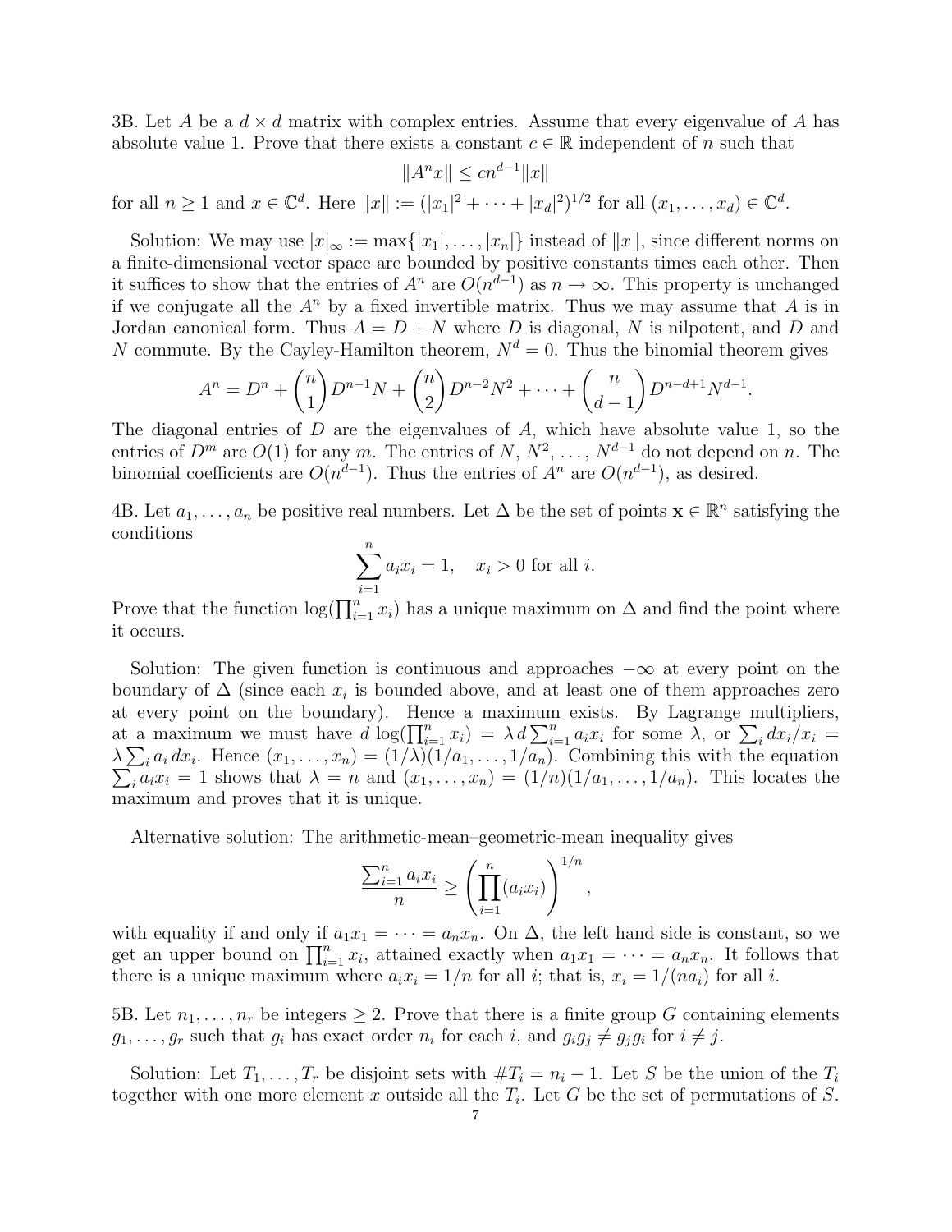3B. Let $A$ be a $d \times d$ matrix with complex entries. Assume that every eigenvalue of $A$ has absolute value 1. Prove that there exists a constant $c \in \mathbb{R}$ independent of $n$ such that

$$\|A^n x\| \leq c n^{d-1} \|x\|$$

for all $n \geq 1$ and $x \in \mathbb{C}^d$. Here $\|x\| := (|x_1|^2 + \cdots + |x_d|^2)^{1/2}$ for all $(x_1, \ldots, x_d) \in \mathbb{C}^d$.

Solution: We may use $|x|_\infty := \max\{|x_1|, \ldots, |x_n|\}$ instead of $\|x\|$, since different norms on a finite-dimensional vector space are bounded by positive constants times each other. Then it suffices to show that the entries of $A^n$ are $O(n^{d-1})$ as $n \to \infty$. This property is unchanged if we conjugate all the $A^n$ by a fixed invertible matrix. Thus we may assume that $A$ is in Jordan canonical form. Thus $A = D + N$ where $D$ is diagonal, $N$ is nilpotent, and $D$ and $N$ commute. By the Cayley-Hamilton theorem, $N^d = 0$. Thus the binomial theorem gives

$$A^n = D^n + \binom{n}{1} D^{n-1} N + \binom{n}{2} D^{n-2} N^2 + \cdots + \binom{n}{d-1} D^{n-d+1} N^{d-1}.$$

The diagonal entries of $D$ are the eigenvalues of $A$, which have absolute value 1, so the entries of $D^m$ are $O(1)$ for any $m$. The entries of $N$, $N^2$, $\ldots$, $N^{d-1}$ do not depend on $n$. The binomial coefficients are $O(n^{d-1})$. Thus the entries of $A^n$ are $O(n^{d-1})$, as desired.

4B. Let $a_1, \ldots, a_n$ be positive real numbers. Let $\Delta$ be the set of points $\mathbf{x} \in \mathbb{R}^n$ satisfying the conditions

$$\sum_{i=1}^{n} a_i x_i = 1, \quad x_i > 0 \text{ for all } i.$$

Prove that the function $\log(\prod_{i=1}^n x_i)$ has a unique maximum on $\Delta$ and find the point where it occurs.

Solution: The given function is continuous and approaches $-\infty$ at every point on the boundary of $\Delta$ (since each $x_i$ is bounded above, and at least one of them approaches zero at every point on the boundary). Hence a maximum exists. By Lagrange multipliers, at a maximum we must have $d \log(\prod_{i=1}^n x_i) = \lambda \, d \sum_{i=1}^n a_i x_i$ for some $\lambda$, or $\sum_i dx_i/x_i = \lambda \sum_i a_i \, dx_i$. Hence $(x_1, \ldots, x_n) = (1/\lambda)(1/a_1, \ldots, 1/a_n)$. Combining this with the equation $\sum_i a_i x_i = 1$ shows that $\lambda = n$ and $(x_1, \ldots, x_n) = (1/n)(1/a_1, \ldots, 1/a_n)$. This locates the maximum and proves that it is unique.

Alternative solution: The arithmetic-mean–geometric-mean inequality gives

$$\frac{\sum_{i=1}^n a_i x_i}{n} \geq \left( \prod_{i=1}^n (a_i x_i) \right)^{1/n},$$

with equality if and only if $a_1 x_1 = \cdots = a_n x_n$. On $\Delta$, the left hand side is constant, so we get an upper bound on $\prod_{i=1}^n x_i$, attained exactly when $a_1 x_1 = \cdots = a_n x_n$. It follows that there is a unique maximum where $a_i x_i = 1/n$ for all $i$; that is, $x_i = 1/(n a_i)$ for all $i$.

5B. Let $n_1, \ldots, n_r$ be integers $\geq 2$. Prove that there is a finite group $G$ containing elements $g_1, \ldots, g_r$ such that $g_i$ has exact order $n_i$ for each $i$, and $g_i g_j \neq g_j g_i$ for $i \neq j$.

Solution: Let $T_1, \ldots, T_r$ be disjoint sets with $\#T_i = n_i - 1$. Let $S$ be the union of the $T_i$ together with one more element $x$ outside all the $T_i$. Let $G$ be the set of permutations of $S$.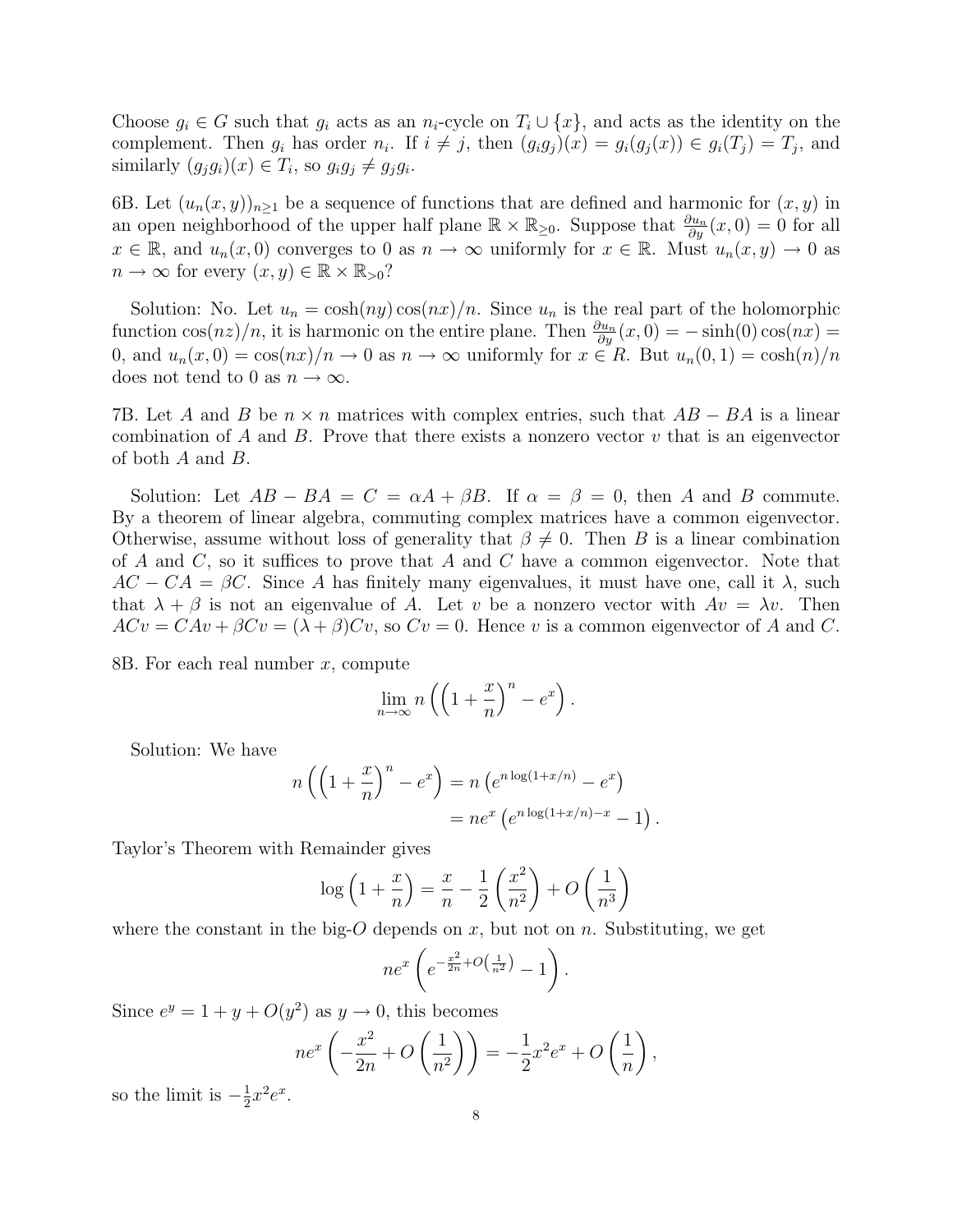Choose $g_i \in G$ such that $g_i$ acts as an $n_i$-cycle on $T_i \cup \{x\}$, and acts as the identity on the complement. Then $g_i$ has order $n_i$. If $i \neq j$, then $(g_i g_j)(x) = g_i(g_j(x)) \in g_i(T_j) = T_j$, and similarly $(g_j g_i)(x) \in T_i$, so $g_i g_j \neq g_j g_i$.

6B. Let $(u_n(x,y))_{n\geq 1}$ be a sequence of functions that are defined and harmonic for $(x,y)$ in an open neighborhood of the upper half plane $\mathbb{R} \times \mathbb{R}_{\geq 0}$. Suppose that $\frac{\partial u_n}{\partial y}(x,0) = 0$ for all $x \in \mathbb{R}$, and $u_n(x,0)$ converges to 0 as $n \to \infty$ uniformly for $x \in \mathbb{R}$. Must $u_n(x,y) \to 0$ as $n \to \infty$ for every $(x,y) \in \mathbb{R} \times \mathbb{R}_{>0}$?

Solution: No. Let $u_n = \cosh(ny)\cos(nx)/n$. Since $u_n$ is the real part of the holomorphic function $\cos(nz)/n$, it is harmonic on the entire plane. Then $\frac{\partial u_n}{\partial y}(x,0) = -\sinh(0)\cos(nx) = 0$, and $u_n(x,0) = \cos(nx)/n \to 0$ as $n \to \infty$ uniformly for $x \in R$. But $u_n(0,1) = \cosh(n)/n$ does not tend to 0 as $n \to \infty$.

7B. Let $A$ and $B$ be $n \times n$ matrices with complex entries, such that $AB - BA$ is a linear combination of $A$ and $B$. Prove that there exists a nonzero vector $v$ that is an eigenvector of both $A$ and $B$.

Solution: Let $AB - BA = C = \alpha A + \beta B$. If $\alpha = \beta = 0$, then $A$ and $B$ commute. By a theorem of linear algebra, commuting complex matrices have a common eigenvector. Otherwise, assume without loss of generality that $\beta \neq 0$. Then $B$ is a linear combination of $A$ and $C$, so it suffices to prove that $A$ and $C$ have a common eigenvector. Note that $AC - CA = \beta C$. Since $A$ has finitely many eigenvalues, it must have one, call it $\lambda$, such that $\lambda + \beta$ is not an eigenvalue of $A$. Let $v$ be a nonzero vector with $Av = \lambda v$. Then $ACv = CAv + \beta Cv = (\lambda + \beta)Cv$, so $Cv = 0$. Hence $v$ is a common eigenvector of $A$ and $C$.

8B. For each real number $x$, compute

$$\lim_{n\to\infty} n\left(\left(1 + \frac{x}{n}\right)^n - e^x\right).$$

Solution: We have

$$\begin{aligned} n\left(\left(1 + \frac{x}{n}\right)^n - e^x\right) &= n\left(e^{n\log(1+x/n)} - e^x\right) \\ &= ne^x\left(e^{n\log(1+x/n)-x} - 1\right). \end{aligned}$$

Taylor's Theorem with Remainder gives

$$\log\left(1 + \frac{x}{n}\right) = \frac{x}{n} - \frac{1}{2}\left(\frac{x^2}{n^2}\right) + O\left(\frac{1}{n^3}\right)$$

where the constant in the big-$O$ depends on $x$, but not on $n$. Substituting, we get

$$ne^x\left(e^{-\frac{x^2}{2n} + O\left(\frac{1}{n^2}\right)} - 1\right).$$

Since $e^y = 1 + y + O(y^2)$ as $y \to 0$, this becomes

$$ne^x\left(-\frac{x^2}{2n} + O\left(\frac{1}{n^2}\right)\right) = -\frac{1}{2}x^2 e^x + O\left(\frac{1}{n}\right),$$

so the limit is $-\frac{1}{2}x^2 e^x$.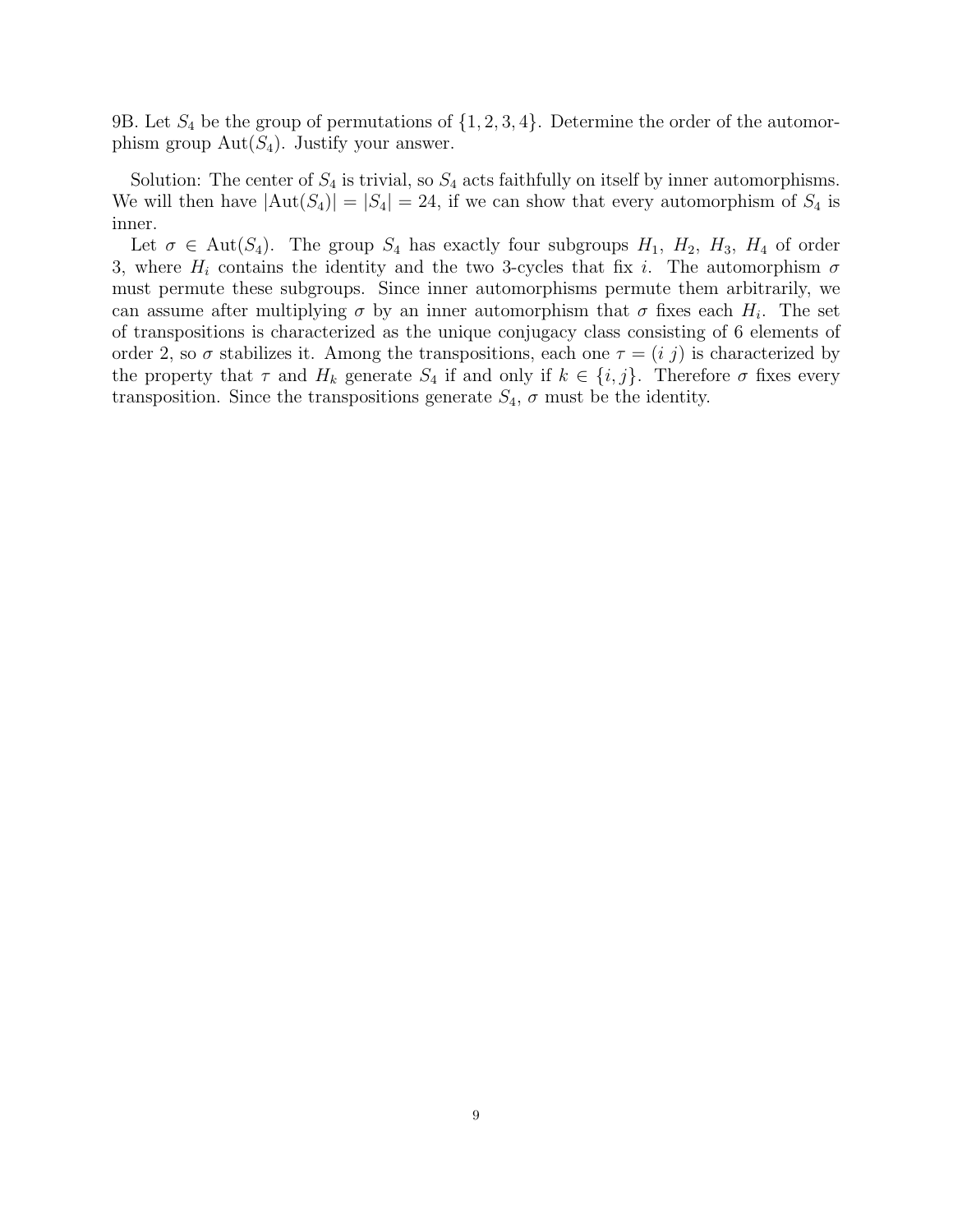9B. Let $S_4$ be the group of permutations of $\{1, 2, 3, 4\}$. Determine the order of the automorphism group $\mathrm{Aut}(S_4)$. Justify your answer.

Solution: The center of $S_4$ is trivial, so $S_4$ acts faithfully on itself by inner automorphisms. We will then have $|\mathrm{Aut}(S_4)| = |S_4| = 24$, if we can show that every automorphism of $S_4$ is inner.

Let $\sigma \in \mathrm{Aut}(S_4)$. The group $S_4$ has exactly four subgroups $H_1$, $H_2$, $H_3$, $H_4$ of order 3, where $H_i$ contains the identity and the two 3-cycles that fix $i$. The automorphism $\sigma$ must permute these subgroups. Since inner automorphisms permute them arbitrarily, we can assume after multiplying $\sigma$ by an inner automorphism that $\sigma$ fixes each $H_i$. The set of transpositions is characterized as the unique conjugacy class consisting of 6 elements of order 2, so $\sigma$ stabilizes it. Among the transpositions, each one $\tau = (i\ j)$ is characterized by the property that $\tau$ and $H_k$ generate $S_4$ if and only if $k \in \{i, j\}$. Therefore $\sigma$ fixes every transposition. Since the transpositions generate $S_4$, $\sigma$ must be the identity.